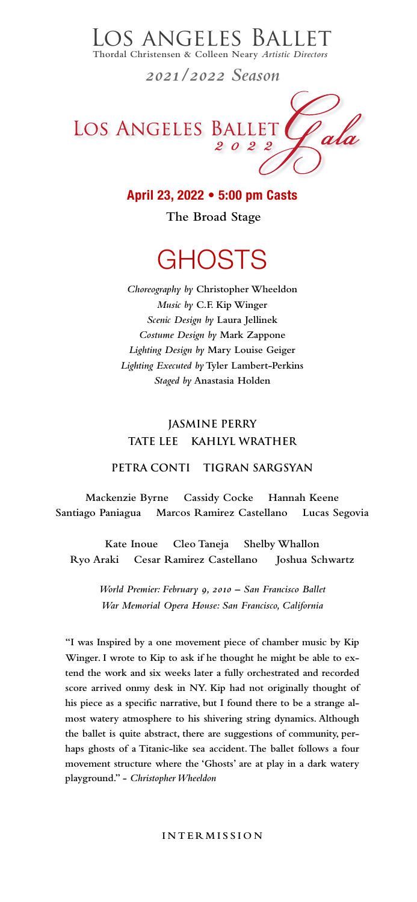# Los Angeles Ballet

Thordal Christensen & Colleen Neary *Artistic Directors*

*2021/2022 Season*

## Los Angeles Ballet 2022 Gala

**April 23, 2022 • 5:00 pm Casts**

**The Broad Stage**

# GHOSTS

*Choreography by* **Christopher Wheeldon**
*Music by* **C.F. Kip Winger**
*Scenic Design by* **Laura Jellinek**
*Costume Design by* **Mark Zappone**
*Lighting Design by* **Mary Louise Geiger**
*Lighting Executed by* **Tyler Lambert-Perkins**
*Staged by* **Anastasia Holden**

**JASMINE PERRY**
**TATE LEE KAHLYL WRATHER**

**PETRA CONTI TIGRAN SARGSYAN**

Mackenzie Byrne Cassidy Cocke Hannah Keene
Santiago Paniagua Marcos Ramirez Castellano Lucas Segovia

Kate Inoue Cleo Taneja Shelby Whallon
Ryo Araki Cesar Ramirez Castellano Joshua Schwartz

*World Premier: February 9, 2010 – San Francisco Ballet*
*War Memorial Opera House: San Francisco, California*

"I was Inspired by a one movement piece of chamber music by Kip Winger. I wrote to Kip to ask if he thought he might be able to extend the work and six weeks later a fully orchestrated and recorded score arrived onmy desk in NY. Kip had not originally thought of his piece as a specific narrative, but I found there to be a strange almost watery atmosphere to his shivering string dynamics. Although the ballet is quite abstract, there are suggestions of community, perhaps ghosts of a Titanic-like sea accident. The ballet follows a four movement structure where the 'Ghosts' are at play in a dark watery playground." - *Christopher Wheeldon*

INTERMISSION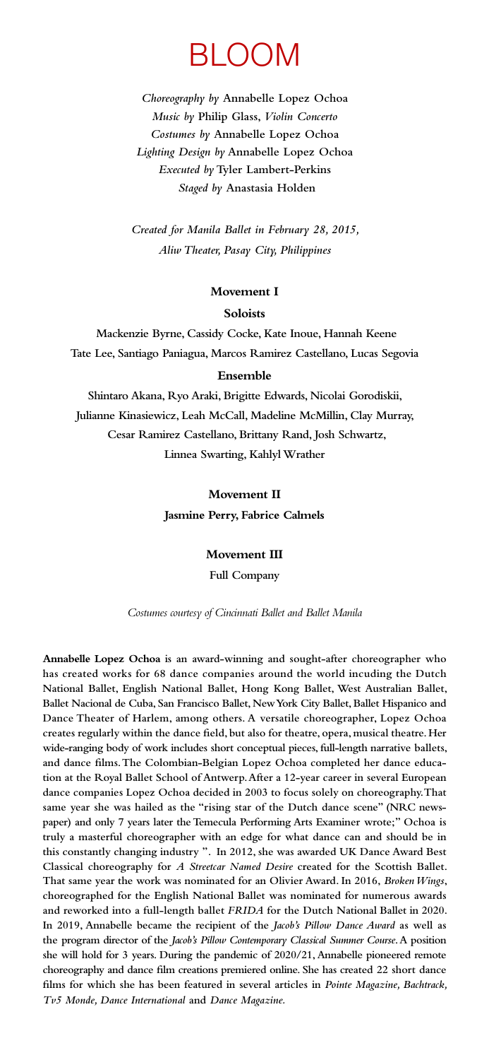# BLOOM

*Choreography by* **Annabelle Lopez Ochoa**
*Music by* **Philip Glass,** ***Violin Concerto***
*Costumes by* **Annabelle Lopez Ochoa**
*Lighting Design by* **Annabelle Lopez Ochoa**
*Executed by* **Tyler Lambert-Perkins**
*Staged by* **Anastasia Holden**

*Created for Manila Ballet in February 28, 2015,*
*Aliw Theater, Pasay City, Philippines*

**Movement I**

**Soloists**

**Mackenzie Byrne, Cassidy Cocke, Kate Inoue, Hannah Keene**
**Tate Lee, Santiago Paniagua, Marcos Ramirez Castellano, Lucas Segovia**

**Ensemble**

**Shintaro Akana, Ryo Araki, Brigitte Edwards, Nicolai Gorodiskii,**
**Julianne Kinasiewicz, Leah McCall, Madeline McMillin, Clay Murray,**
**Cesar Ramirez Castellano, Brittany Rand, Josh Schwartz,**
**Linnea Swarting, Kahlyl Wrather**

**Movement II**

**Jasmine Perry, Fabrice Calmels**

**Movement III**

**Full Company**

*Costumes courtesy of Cincinnati Ballet and Ballet Manila*

**Annabelle Lopez Ochoa** is an award-winning and sought-after choreographer who has created works for 68 dance companies around the world incuding the Dutch National Ballet, English National Ballet, Hong Kong Ballet, West Australian Ballet, Ballet Nacional de Cuba, San Francisco Ballet, New York City Ballet, Ballet Hispanico and Dance Theater of Harlem, among others. A versatile choreographer, Lopez Ochoa creates regularly within the dance field, but also for theatre, opera, musical theatre. Her wide-ranging body of work includes short conceptual pieces, full-length narrative ballets, and dance films. The Colombian-Belgian Lopez Ochoa completed her dance education at the Royal Ballet School of Antwerp. After a 12-year career in several European dance companies Lopez Ochoa decided in 2003 to focus solely on choreography. That same year she was hailed as the "rising star of the Dutch dance scene" (NRC newspaper) and only 7 years later the Temecula Performing Arts Examiner wrote;" Ochoa is truly a masterful choreographer with an edge for what dance can and should be in this constantly changing industry ". In 2012, she was awarded UK Dance Award Best Classical choreography for *A Streetcar Named Desire* created for the Scottish Ballet. That same year the work was nominated for an Olivier Award. In 2016, *Broken Wings*, choreographed for the English National Ballet was nominated for numerous awards and reworked into a full-length ballet *FRIDA* for the Dutch National Ballet in 2020. In 2019, Annabelle became the recipient of the *Jacob's Pillow Dance Award* as well as the program director of the *Jacob's Pillow Contemporary Classical Summer Course*. A position she will hold for 3 years. During the pandemic of 2020/21, Annabelle pioneered remote choreography and dance film creations premiered online. She has created 22 short dance films for which she has been featured in several articles in *Pointe Magazine, Bachtrack, Tv5 Monde, Dance International* and *Dance Magazine.*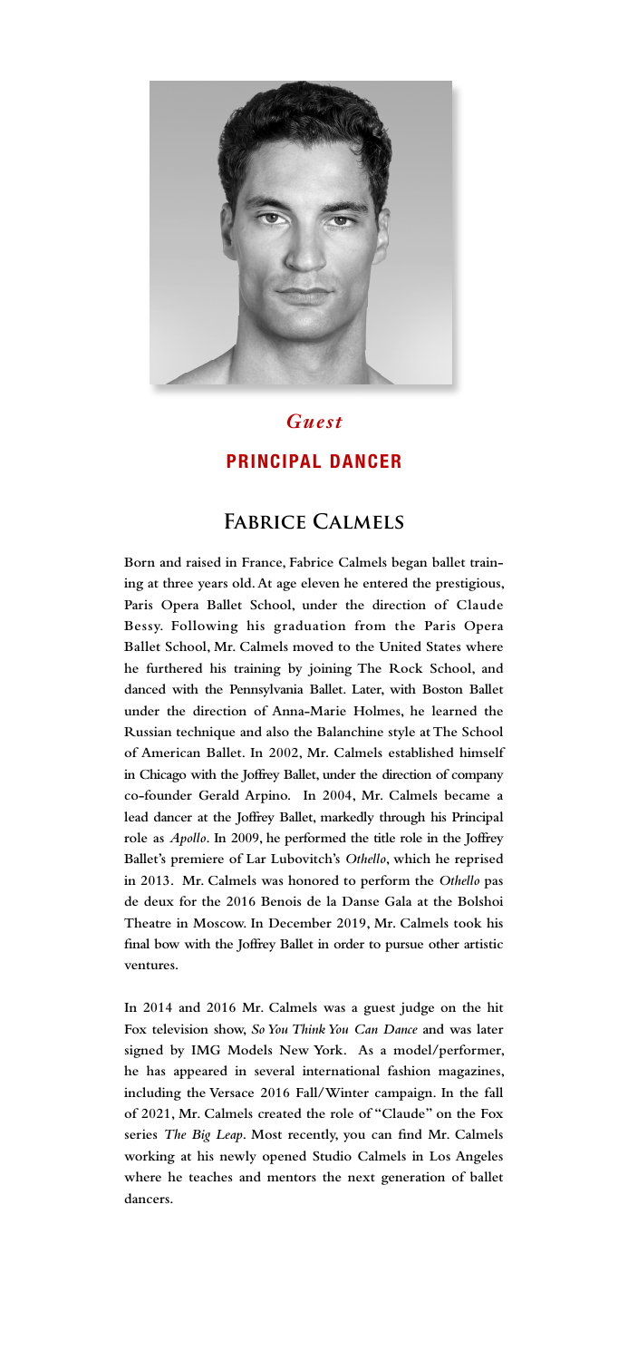*Guest*

**PRINCIPAL DANCER**

## Fabrice Calmels

Born and raised in France, Fabrice Calmels began ballet training at three years old. At age eleven he entered the prestigious, Paris Opera Ballet School, under the direction of Claude Bessy. Following his graduation from the Paris Opera Ballet School, Mr. Calmels moved to the United States where he furthered his training by joining The Rock School, and danced with the Pennsylvania Ballet. Later, with Boston Ballet under the direction of Anna-Marie Holmes, he learned the Russian technique and also the Balanchine style at The School of American Ballet. In 2002, Mr. Calmels established himself in Chicago with the Joffrey Ballet, under the direction of company co-founder Gerald Arpino. In 2004, Mr. Calmels became a lead dancer at the Joffrey Ballet, markedly through his Principal role as *Apollo*. In 2009, he performed the title role in the Joffrey Ballet's premiere of Lar Lubovitch's *Othello*, which he reprised in 2013. Mr. Calmels was honored to perform the *Othello* pas de deux for the 2016 Benois de la Danse Gala at the Bolshoi Theatre in Moscow. In December 2019, Mr. Calmels took his final bow with the Joffrey Ballet in order to pursue other artistic ventures.

In 2014 and 2016 Mr. Calmels was a guest judge on the hit Fox television show, *So You Think You Can Dance* and was later signed by IMG Models New York. As a model/performer, he has appeared in several international fashion magazines, including the Versace 2016 Fall/Winter campaign. In the fall of 2021, Mr. Calmels created the role of "Claude" on the Fox series *The Big Leap*. Most recently, you can find Mr. Calmels working at his newly opened Studio Calmels in Los Angeles where he teaches and mentors the next generation of ballet dancers.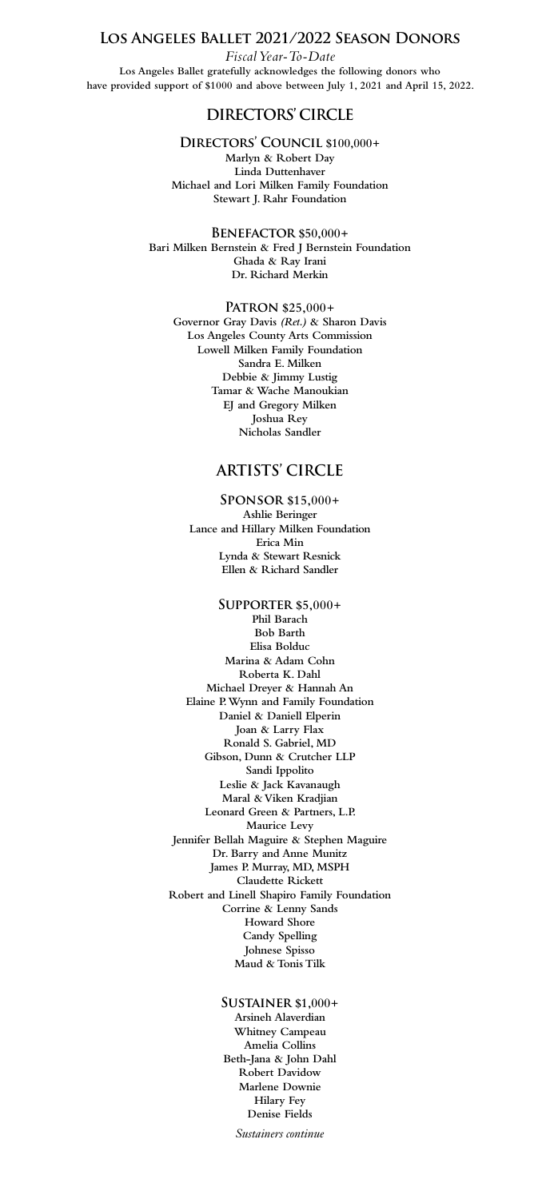# Los Angeles Ballet 2021/2022 Season Donors

*Fiscal Year-To-Date*

**Los Angeles Ballet gratefully acknowledges the following donors who have provided support of $1000 and above between July 1, 2021 and April 15, 2022.**

## DIRECTORS' CIRCLE

### Directors' Council $100,000+

Marlyn & Robert Day
Linda Duttenhaver
Michael and Lori Milken Family Foundation
Stewart J. Rahr Foundation

### Benefactor $50,000+

Bari Milken Bernstein & Fred J Bernstein Foundation
Ghada & Ray Irani
Dr. Richard Merkin

### Patron $25,000+

Governor Gray Davis *(Ret.)* & Sharon Davis
Los Angeles County Arts Commission
Lowell Milken Family Foundation
Sandra E. Milken
Debbie & Jimmy Lustig
Tamar & Wache Manoukian
EJ and Gregory Milken
Joshua Rey
Nicholas Sandler

## ARTISTS' CIRCLE

### Sponsor $15,000+

Ashlie Beringer
Lance and Hillary Milken Foundation
Erica Min
Lynda & Stewart Resnick
Ellen & Richard Sandler

### Supporter $5,000+

Phil Barach
Bob Barth
Elisa Bolduc
Marina & Adam Cohn
Roberta K. Dahl
Michael Dreyer & Hannah An
Elaine P. Wynn and Family Foundation
Daniel & Daniell Elperin
Joan & Larry Flax
Ronald S. Gabriel, MD
Gibson, Dunn & Crutcher LLP
Sandi Ippolito
Leslie & Jack Kavanaugh
Maral & Viken Kradjian
Leonard Green & Partners, L.P.
Maurice Levy
Jennifer Bellah Maguire & Stephen Maguire
Dr. Barry and Anne Munitz
James P. Murray, MD, MSPH
Claudette Rickett
Robert and Linell Shapiro Family Foundation
Corrine & Lenny Sands
Howard Shore
Candy Spelling
Johnese Spisso
Maud & Tonis Tilk

### Sustainer $1,000+

Arsineh Alaverdian
Whitney Campeau
Amelia Collins
Beth-Jana & John Dahl
Robert Davidow
Marlene Downie
Hilary Fey
Denise Fields

*Sustainers continue*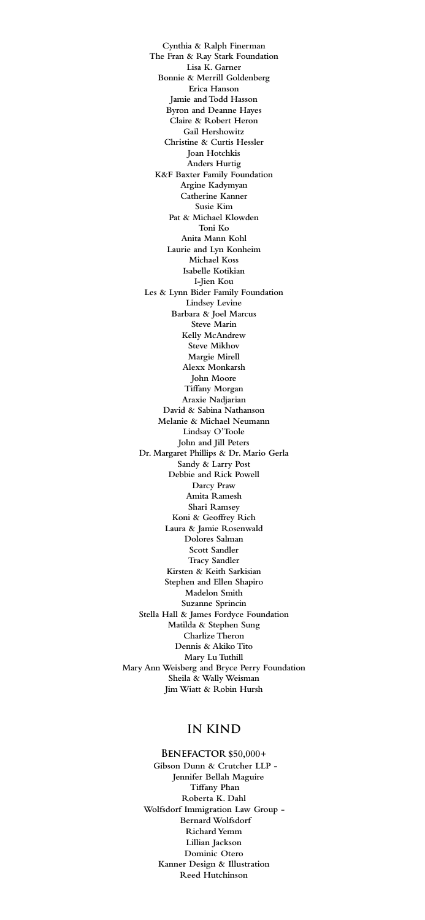Cynthia & Ralph Finerman
The Fran & Ray Stark Foundation
Lisa K. Garner
Bonnie & Merrill Goldenberg
Erica Hanson
Jamie and Todd Hasson
Byron and Deanne Hayes
Claire & Robert Heron
Gail Hershowitz
Christine & Curtis Hessler
Joan Hotchkis
Anders Hurtig
K&F Baxter Family Foundation
Argine Kadymyan
Catherine Kanner
Susie Kim
Pat & Michael Klowden
Toni Ko
Anita Mann Kohl
Laurie and Lyn Konheim
Michael Koss
Isabelle Kotikian
I-Jien Kou
Les & Lynn Bider Family Foundation
Lindsey Levine
Barbara & Joel Marcus
Steve Marin
Kelly McAndrew
Steve Mikhov
Margie Mirell
Alexx Monkarsh
John Moore
Tiffany Morgan
Araxie Nadjarian
David & Sabina Nathanson
Melanie & Michael Neumann
Lindsay O'Toole
John and Jill Peters
Dr. Margaret Phillips & Dr. Mario Gerla
Sandy & Larry Post
Debbie and Rick Powell
Darcy Praw
Amita Ramesh
Shari Ramsey
Koni & Geoffrey Rich
Laura & Jamie Rosenwald
Dolores Salman
Scott Sandler
Tracy Sandler
Kirsten & Keith Sarkisian
Stephen and Ellen Shapiro
Madelon Smith
Suzanne Sprincin
Stella Hall & James Fordyce Foundation
Matilda & Stephen Sung
Charlize Theron
Dennis & Akiko Tito
Mary Lu Tuthill
Mary Ann Weisberg and Bryce Perry Foundation
Sheila & Wally Weisman
Jim Wiatt & Robin Hursh

## IN KIND

### Benefactor $50,000+

Gibson Dunn & Crutcher LLP -
Jennifer Bellah Maguire
Tiffany Phan
Roberta K. Dahl
Wolfsdorf Immigration Law Group -
Bernard Wolfsdorf
Richard Yemm
Lillian Jackson
Dominic Otero
Kanner Design & Illustration
Reed Hutchinson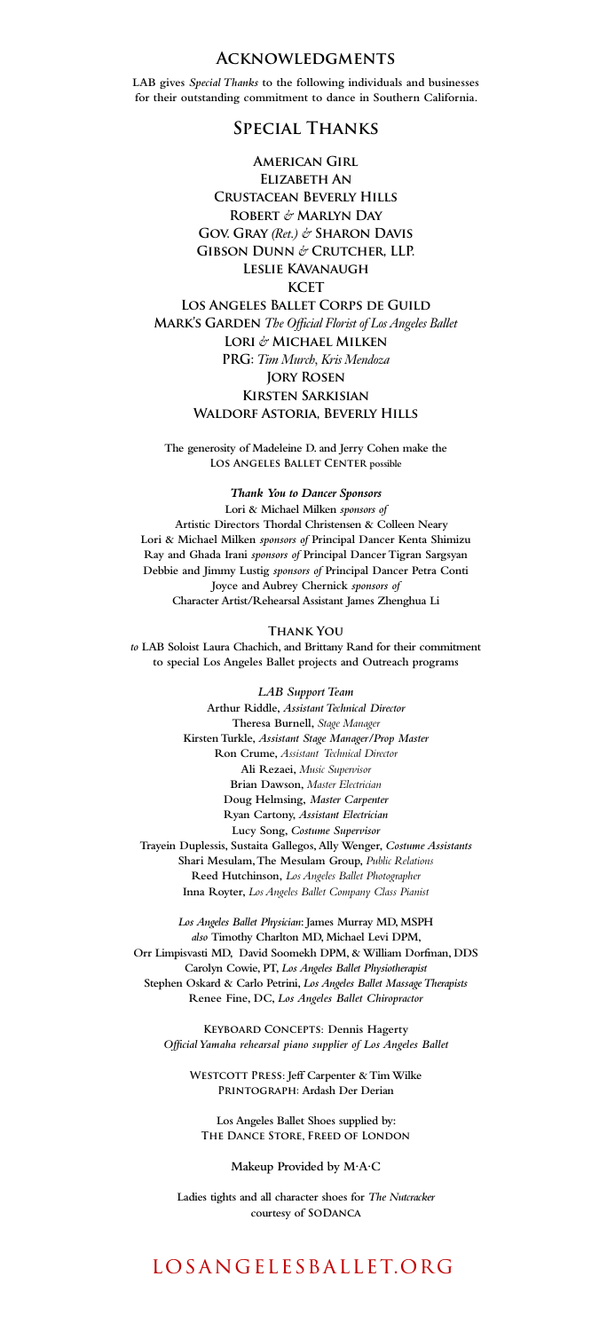## Acknowledgments

LAB gives *Special Thanks* to the following individuals and businesses for their outstanding commitment to dance in Southern California.

## Special Thanks

**American Girl**
**Elizabeth An**
**Crustacean Beverly Hills**
**Robert & Marlyn Day**
**Gov. Gray *(Ret.)* & Sharon Davis**
**Gibson Dunn & Crutcher, LLP.**
**Leslie Kavanaugh**
**KCET**
**Los Angeles Ballet Corps de Guild**
**Mark's Garden** *The Official Florist of Los Angeles Ballet*
**Lori & Michael Milken**
**PRG**: *Tim Murch, Kris Mendoza*
**Jory Rosen**
**Kirsten Sarkisian**
**Waldorf Astoria, Beverly Hills**

The generosity of Madeleine D. and Jerry Cohen make the Los Angeles Ballet Center possible

***Thank You to Dancer Sponsors***

Lori & Michael Milken *sponsors of* Artistic Directors Thordal Christensen & Colleen Neary
Lori & Michael Milken *sponsors of* Principal Dancer Kenta Shimizu
Ray and Ghada Irani *sponsors of* Principal Dancer Tigran Sargsyan
Debbie and Jimmy Lustig *sponsors of* Principal Dancer Petra Conti
Joyce and Aubrey Chernick *sponsors of* Character Artist/Rehearsal Assistant James Zhenghua Li

**Thank You**

*to* LAB Soloist Laura Chachich, and Brittany Rand for their commitment to special Los Angeles Ballet projects and Outreach programs

*LAB Support Team*

Arthur Riddle, *Assistant Technical Director*
Theresa Burnell, *Stage Manager*
Kirsten Turkle, *Assistant Stage Manager/Prop Master*
Ron Crume, *Assistant Technical Director*
Ali Rezaei, *Music Supervisor*
Brian Dawson, *Master Electrician*
Doug Helmsing, *Master Carpenter*
Ryan Cartony, *Assistant Electrician*
Lucy Song, *Costume Supervisor*
Trayein Duplessis, Sustaita Gallegos, Ally Wenger, *Costume Assistants*
Shari Mesulam, The Mesulam Group, *Public Relations*
Reed Hutchinson, *Los Angeles Ballet Photographer*
Inna Royter, *Los Angeles Ballet Company Class Pianist*

*Los Angeles Ballet Physician*: James Murray MD, MSPH
*also* Timothy Charlton MD, Michael Levi DPM,
Orr Limpisvasti MD, David Soomekh DPM, & William Dorfman, DDS
Carolyn Cowie, PT, *Los Angeles Ballet Physiotherapist*
Stephen Oskard & Carlo Petrini, *Los Angeles Ballet Massage Therapists*
Renee Fine, DC, *Los Angeles Ballet Chiropractor*

Keyboard Concepts: Dennis Hagerty
*Official Yamaha rehearsal piano supplier of Los Angeles Ballet*

Westcott Press: Jeff Carpenter & Tim Wilke
Printograph: Ardash Der Derian

Los Angeles Ballet Shoes supplied by:
The Dance Store, Freed of London

Makeup Provided by M·A·C

Ladies tights and all character shoes for *The Nutcracker* courtesy of SODanca

LOSANGELESBALLET.ORG